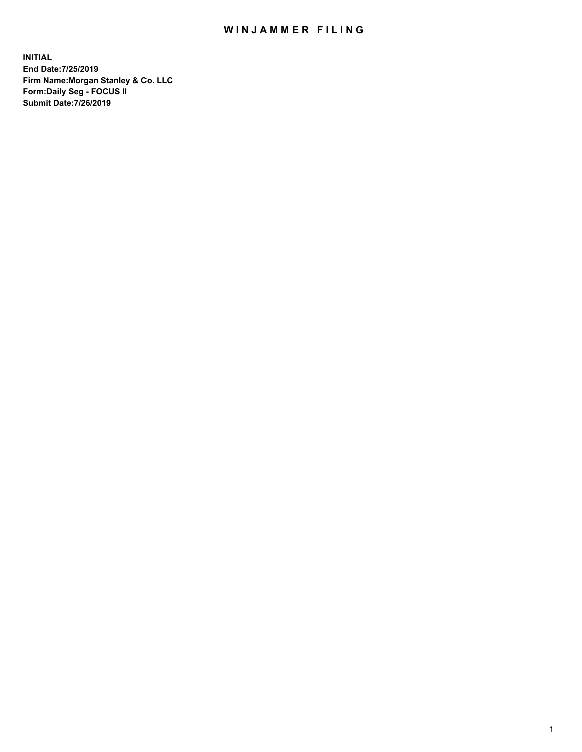# WINJAMMER FILING

**INITIAL**
**End Date:7/25/2019**
**Firm Name:Morgan Stanley & Co. LLC**
**Form:Daily Seg - FOCUS II**
**Submit Date:7/26/2019**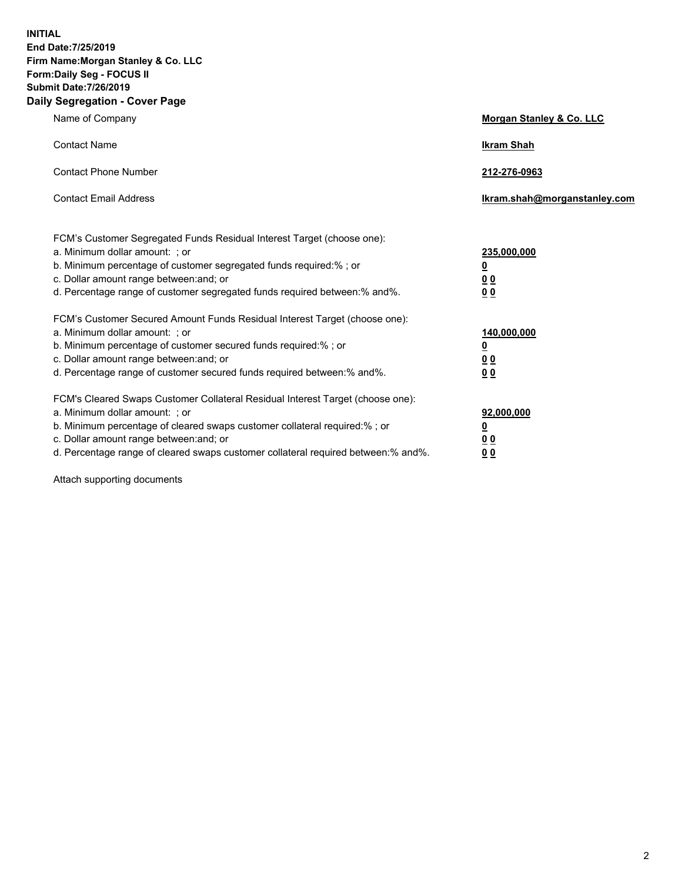**INITIAL**
**End Date:7/25/2019**
**Firm Name:Morgan Stanley & Co. LLC**
**Form:Daily Seg - FOCUS II**
**Submit Date:7/26/2019**
**Daily Segregation - Cover Page**

| | |
|---|---|
| Name of Company | **Morgan Stanley & Co. LLC** |
| Contact Name | **Ikram Shah** |
| Contact Phone Number | **212-276-0963** |
| Contact Email Address | **Ikram.shah@morganstanley.com** |

| | |
|---|---|
| FCM's Customer Segregated Funds Residual Interest Target (choose one): | |
| a. Minimum dollar amount: ; or | **235,000,000** |
| b. Minimum percentage of customer segregated funds required:% ; or | **0** |
| c. Dollar amount range between:and; or | **0 0** |
| d. Percentage range of customer segregated funds required between:% and%. | **0 0** |
| FCM's Customer Secured Amount Funds Residual Interest Target (choose one): | |
| a. Minimum dollar amount: ; or | **140,000,000** |
| b. Minimum percentage of customer secured funds required:% ; or | **0** |
| c. Dollar amount range between:and; or | **0 0** |
| d. Percentage range of customer secured funds required between:% and%. | **0 0** |
| FCM's Cleared Swaps Customer Collateral Residual Interest Target (choose one): | |
| a. Minimum dollar amount: ; or | **92,000,000** |
| b. Minimum percentage of cleared swaps customer collateral required:% ; or | **0** |
| c. Dollar amount range between:and; or | **0 0** |
| d. Percentage range of cleared swaps customer collateral required between:% and%. | **0 0** |

Attach supporting documents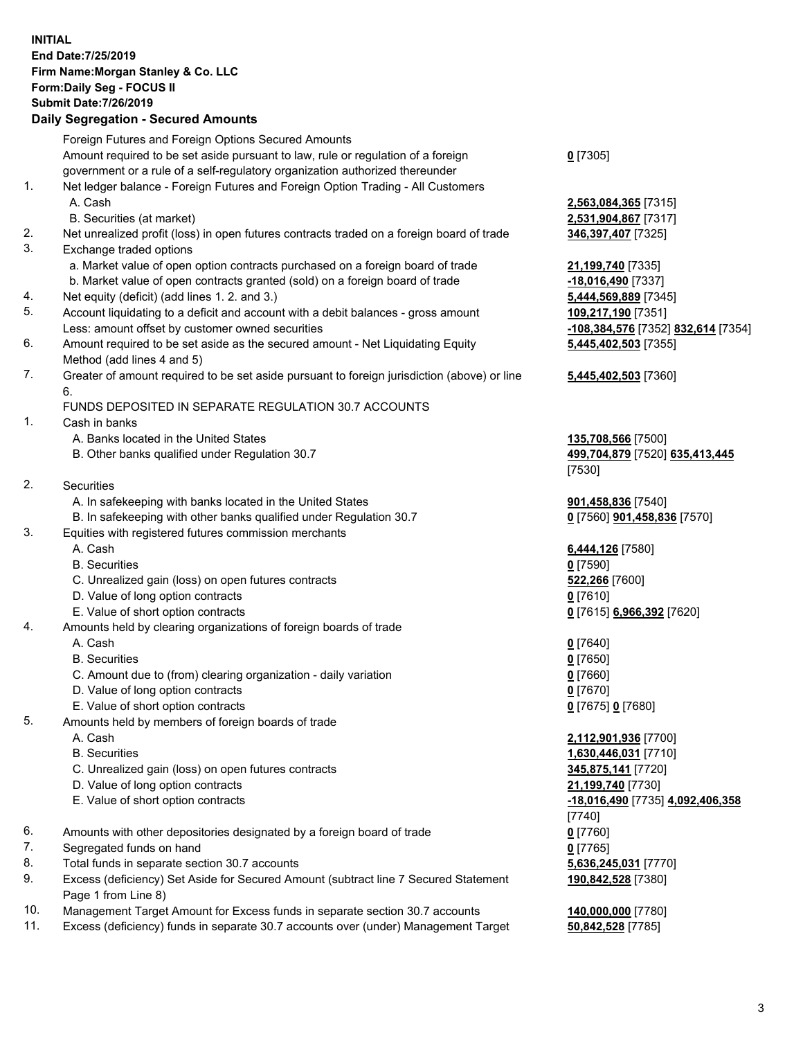**INITIAL**
**End Date:7/25/2019**
**Firm Name:Morgan Stanley & Co. LLC**
**Form:Daily Seg - FOCUS II**
**Submit Date:7/26/2019**

## Daily Segregation - Secured Amounts

| | | |
|---|---|---|
| | Foreign Futures and Foreign Options Secured Amounts | |
| | Amount required to be set aside pursuant to law, rule or regulation of a foreign government or a rule of a self-regulatory organization authorized thereunder | **0** [7305] |
| 1. | Net ledger balance - Foreign Futures and Foreign Option Trading - All Customers | |
| | A. Cash | **2,563,084,365** [7315] |
| | B. Securities (at market) | **2,531,904,867** [7317] |
| 2. | Net unrealized profit (loss) in open futures contracts traded on a foreign board of trade | **346,397,407** [7325] |
| 3. | Exchange traded options | |
| | a. Market value of open option contracts purchased on a foreign board of trade | **21,199,740** [7335] |
| | b. Market value of open contracts granted (sold) on a foreign board of trade | **-18,016,490** [7337] |
| 4. | Net equity (deficit) (add lines 1. 2. and 3.) | **5,444,569,889** [7345] |
| 5. | Account liquidating to a deficit and account with a debit balances - gross amount | **109,217,190** [7351] |
| | Less: amount offset by customer owned securities | **-108,384,576** [7352] **832,614** [7354] |
| 6. | Amount required to be set aside as the secured amount - Net Liquidating Equity Method (add lines 4 and 5) | **5,445,402,503** [7355] |
| 7. | Greater of amount required to be set aside pursuant to foreign jurisdiction (above) or line 6. | **5,445,402,503** [7360] |
| | FUNDS DEPOSITED IN SEPARATE REGULATION 30.7 ACCOUNTS | |
| 1. | Cash in banks | |
| | A. Banks located in the United States | **135,708,566** [7500] |
| | B. Other banks qualified under Regulation 30.7 | **499,704,879** [7520] **635,413,445** [7530] |
| 2. | Securities | |
| | A. In safekeeping with banks located in the United States | **901,458,836** [7540] |
| | B. In safekeeping with other banks qualified under Regulation 30.7 | **0** [7560] **901,458,836** [7570] |
| 3. | Equities with registered futures commission merchants | |
| | A. Cash | **6,444,126** [7580] |
| | B. Securities | **0** [7590] |
| | C. Unrealized gain (loss) on open futures contracts | **522,266** [7600] |
| | D. Value of long option contracts | **0** [7610] |
| | E. Value of short option contracts | **0** [7615] **6,966,392** [7620] |
| 4. | Amounts held by clearing organizations of foreign boards of trade | |
| | A. Cash | **0** [7640] |
| | B. Securities | **0** [7650] |
| | C. Amount due to (from) clearing organization - daily variation | **0** [7660] |
| | D. Value of long option contracts | **0** [7670] |
| | E. Value of short option contracts | **0** [7675] **0** [7680] |
| 5. | Amounts held by members of foreign boards of trade | |
| | A. Cash | **2,112,901,936** [7700] |
| | B. Securities | **1,630,446,031** [7710] |
| | C. Unrealized gain (loss) on open futures contracts | **345,875,141** [7720] |
| | D. Value of long option contracts | **21,199,740** [7730] |
| | E. Value of short option contracts | **-18,016,490** [7735] **4,092,406,358** [7740] |
| 6. | Amounts with other depositories designated by a foreign board of trade | **0** [7760] |
| 7. | Segregated funds on hand | **0** [7765] |
| 8. | Total funds in separate section 30.7 accounts | **5,636,245,031** [7770] |
| 9. | Excess (deficiency) Set Aside for Secured Amount (subtract line 7 Secured Statement Page 1 from Line 8) | **190,842,528** [7380] |
| 10. | Management Target Amount for Excess funds in separate section 30.7 accounts | **140,000,000** [7780] |
| 11. | Excess (deficiency) funds in separate 30.7 accounts over (under) Management Target | **50,842,528** [7785] |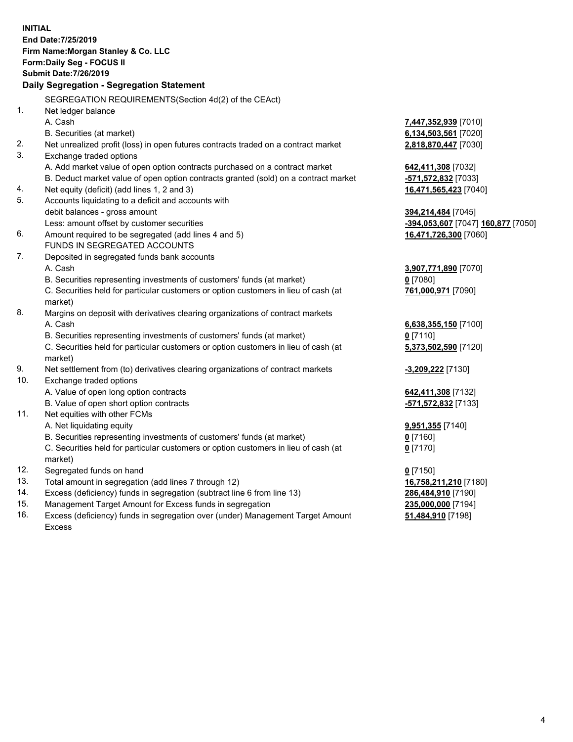**INITIAL**
**End Date:7/25/2019**
**Firm Name:Morgan Stanley & Co. LLC**
**Form:Daily Seg - FOCUS II**
**Submit Date:7/26/2019**

### Daily Segregation - Segregation Statement

SEGREGATION REQUIREMENTS(Section 4d(2) of the CEAct)

| | | |
|---|---|---|
| 1. | Net ledger balance | |
| | A. Cash | 7,447,352,939 [7010] |
| | B. Securities (at market) | 6,134,503,561 [7020] |
| 2. | Net unrealized profit (loss) in open futures contracts traded on a contract market | 2,818,870,447 [7030] |
| 3. | Exchange traded options | |
| | A. Add market value of open option contracts purchased on a contract market | 642,411,308 [7032] |
| | B. Deduct market value of open option contracts granted (sold) on a contract market | -571,572,832 [7033] |
| 4. | Net equity (deficit) (add lines 1, 2 and 3) | 16,471,565,423 [7040] |
| 5. | Accounts liquidating to a deficit and accounts with debit balances - gross amount | 394,214,484 [7045] |
| | Less: amount offset by customer securities | -394,053,607 [7047] 160,877 [7050] |
| 6. | Amount required to be segregated (add lines 4 and 5) | 16,471,726,300 [7060] |
| | FUNDS IN SEGREGATED ACCOUNTS | |
| 7. | Deposited in segregated funds bank accounts | |
| | A. Cash | 3,907,771,890 [7070] |
| | B. Securities representing investments of customers' funds (at market) | 0 [7080] |
| | C. Securities held for particular customers or option customers in lieu of cash (at market) | 761,000,971 [7090] |
| 8. | Margins on deposit with derivatives clearing organizations of contract markets | |
| | A. Cash | 6,638,355,150 [7100] |
| | B. Securities representing investments of customers' funds (at market) | 0 [7110] |
| | C. Securities held for particular customers or option customers in lieu of cash (at market) | 5,373,502,590 [7120] |
| 9. | Net settlement from (to) derivatives clearing organizations of contract markets | -3,209,222 [7130] |
| 10. | Exchange traded options | |
| | A. Value of open long option contracts | 642,411,308 [7132] |
| | B. Value of open short option contracts | -571,572,832 [7133] |
| 11. | Net equities with other FCMs | |
| | A. Net liquidating equity | 9,951,355 [7140] |
| | B. Securities representing investments of customers' funds (at market) | 0 [7160] |
| | C. Securities held for particular customers or option customers in lieu of cash (at market) | 0 [7170] |
| 12. | Segregated funds on hand | 0 [7150] |
| 13. | Total amount in segregation (add lines 7 through 12) | 16,758,211,210 [7180] |
| 14. | Excess (deficiency) funds in segregation (subtract line 6 from line 13) | 286,484,910 [7190] |
| 15. | Management Target Amount for Excess funds in segregation | 235,000,000 [7194] |
| 16. | Excess (deficiency) funds in segregation over (under) Management Target Amount Excess | 51,484,910 [7198] |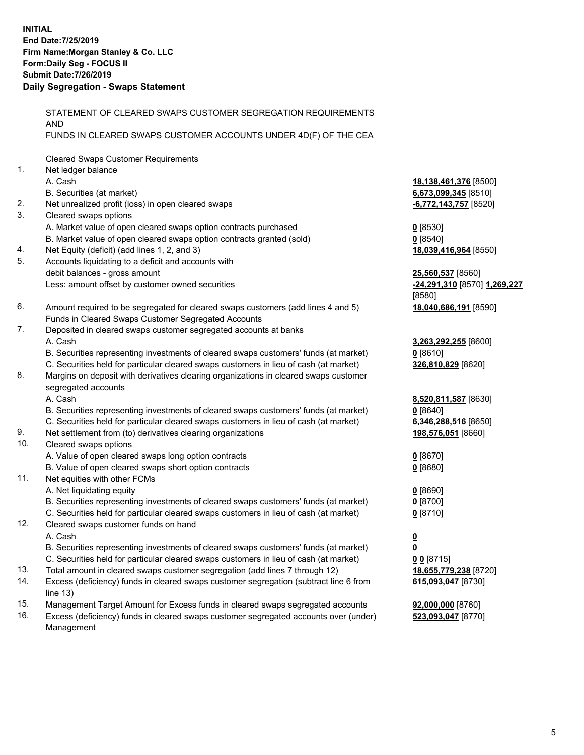**INITIAL**
**End Date:7/25/2019**
**Firm Name:Morgan Stanley & Co. LLC**
**Form:Daily Seg - FOCUS II**
**Submit Date:7/26/2019**
**Daily Segregation - Swaps Statement**

STATEMENT OF CLEARED SWAPS CUSTOMER SEGREGATION REQUIREMENTS AND FUNDS IN CLEARED SWAPS CUSTOMER ACCOUNTS UNDER 4D(F) OF THE CEA

| | | |
|---|---|---|
| | Cleared Swaps Customer Requirements | |
| 1. | Net ledger balance | |
| | A. Cash | **18,138,461,376** [8500] |
| | B. Securities (at market) | **6,673,099,345** [8510] |
| 2. | Net unrealized profit (loss) in open cleared swaps | **-6,772,143,757** [8520] |
| 3. | Cleared swaps options | |
| | A. Market value of open cleared swaps option contracts purchased | **0** [8530] |
| | B. Market value of open cleared swaps option contracts granted (sold) | **0** [8540] |
| 4. | Net Equity (deficit) (add lines 1, 2, and 3) | **18,039,416,964** [8550] |
| 5. | Accounts liquidating to a deficit and accounts with debit balances - gross amount | **25,560,537** [8560] |
| | Less: amount offset by customer owned securities | **-24,291,310** [8570] **1,269,227** [8580] |
| 6. | Amount required to be segregated for cleared swaps customers (add lines 4 and 5) | **18,040,686,191** [8590] |
| | Funds in Cleared Swaps Customer Segregated Accounts | |
| 7. | Deposited in cleared swaps customer segregated accounts at banks | |
| | A. Cash | **3,263,292,255** [8600] |
| | B. Securities representing investments of cleared swaps customers' funds (at market) | **0** [8610] |
| | C. Securities held for particular cleared swaps customers in lieu of cash (at market) | **326,810,829** [8620] |
| 8. | Margins on deposit with derivatives clearing organizations in cleared swaps customer segregated accounts | |
| | A. Cash | **8,520,811,587** [8630] |
| | B. Securities representing investments of cleared swaps customers' funds (at market) | **0** [8640] |
| | C. Securities held for particular cleared swaps customers in lieu of cash (at market) | **6,346,288,516** [8650] |
| 9. | Net settlement from (to) derivatives clearing organizations | **198,576,051** [8660] |
| 10. | Cleared swaps options | |
| | A. Value of open cleared swaps long option contracts | **0** [8670] |
| | B. Value of open cleared swaps short option contracts | **0** [8680] |
| 11. | Net equities with other FCMs | |
| | A. Net liquidating equity | **0** [8690] |
| | B. Securities representing investments of cleared swaps customers' funds (at market) | **0** [8700] |
| | C. Securities held for particular cleared swaps customers in lieu of cash (at market) | **0** [8710] |
| 12. | Cleared swaps customer funds on hand | |
| | A. Cash | **0** |
| | B. Securities representing investments of cleared swaps customers' funds (at market) | **0** |
| | C. Securities held for particular cleared swaps customers in lieu of cash (at market) | **0** **0** [8715] |
| 13. | Total amount in cleared swaps customer segregation (add lines 7 through 12) | **18,655,779,238** [8720] |
| 14. | Excess (deficiency) funds in cleared swaps customer segregation (subtract line 6 from line 13) | **615,093,047** [8730] |
| 15. | Management Target Amount for Excess funds in cleared swaps segregated accounts | **92,000,000** [8760] |
| 16. | Excess (deficiency) funds in cleared swaps customer segregated accounts over (under) Management | **523,093,047** [8770] |